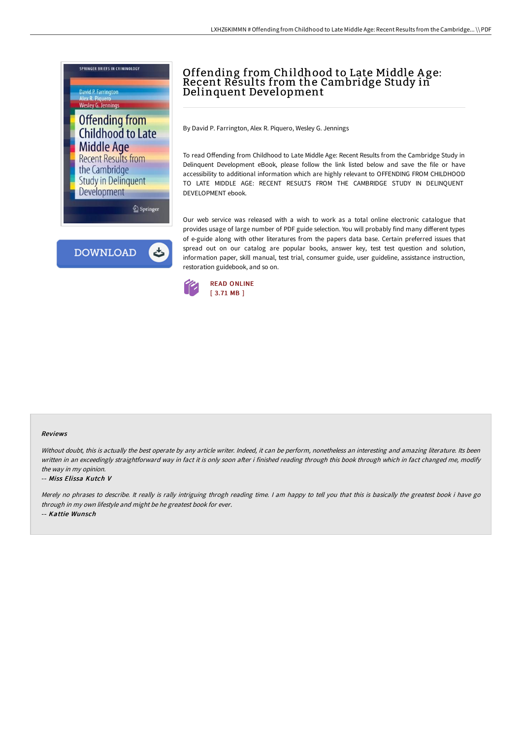# Offending from Childhood to Late Middle Age: Recent Results from the Cambridge Study in Delinquent Development

By David P. Farrington, Alex R. Piquero, Wesley G. Jennings

To read Offending from Childhood to Late Middle Age: Recent Results from the Cambridge Study in Delinquent Development eBook, please follow the link listed below and save the file or have accessibility to additional information which are highly relevant to OFFENDING FROM CHILDHOOD TO LATE MIDDLE AGE: RECENT RESULTS FROM THE CAMBRIDGE STUDY IN DELINQUENT DEVELOPMENT ebook.

Our web service was released with a wish to work as a total online electronic catalogue that provides usage of large number of PDF guide selection. You will probably find many different types of e-guide along with other literatures from the papers data base. Certain preferred issues that spread out on our catalog are popular books, answer key, test test question and solution, information paper, skill manual, test trial, consumer guide, user guideline, assistance instruction, restoration guidebook, and so on.

READ ONLINE
[ 3.71 MB ]

### Reviews

*Without doubt, this is actually the best operate by any article writer. Indeed, it can be perform, nonetheless an interesting and amazing literature. Its been written in an exceedingly straightforward way in fact it is only soon after i finished reading through this book through which in fact changed me, modify the way in my opinion.*

-- ***Miss Elissa Kutch V***

*Merely no phrases to describe. It really is rally intriguing throgh reading time. I am happy to tell you that this is basically the greatest book i have go through in my own lifestyle and might be he greatest book for ever.*

-- ***Kattie Wunsch***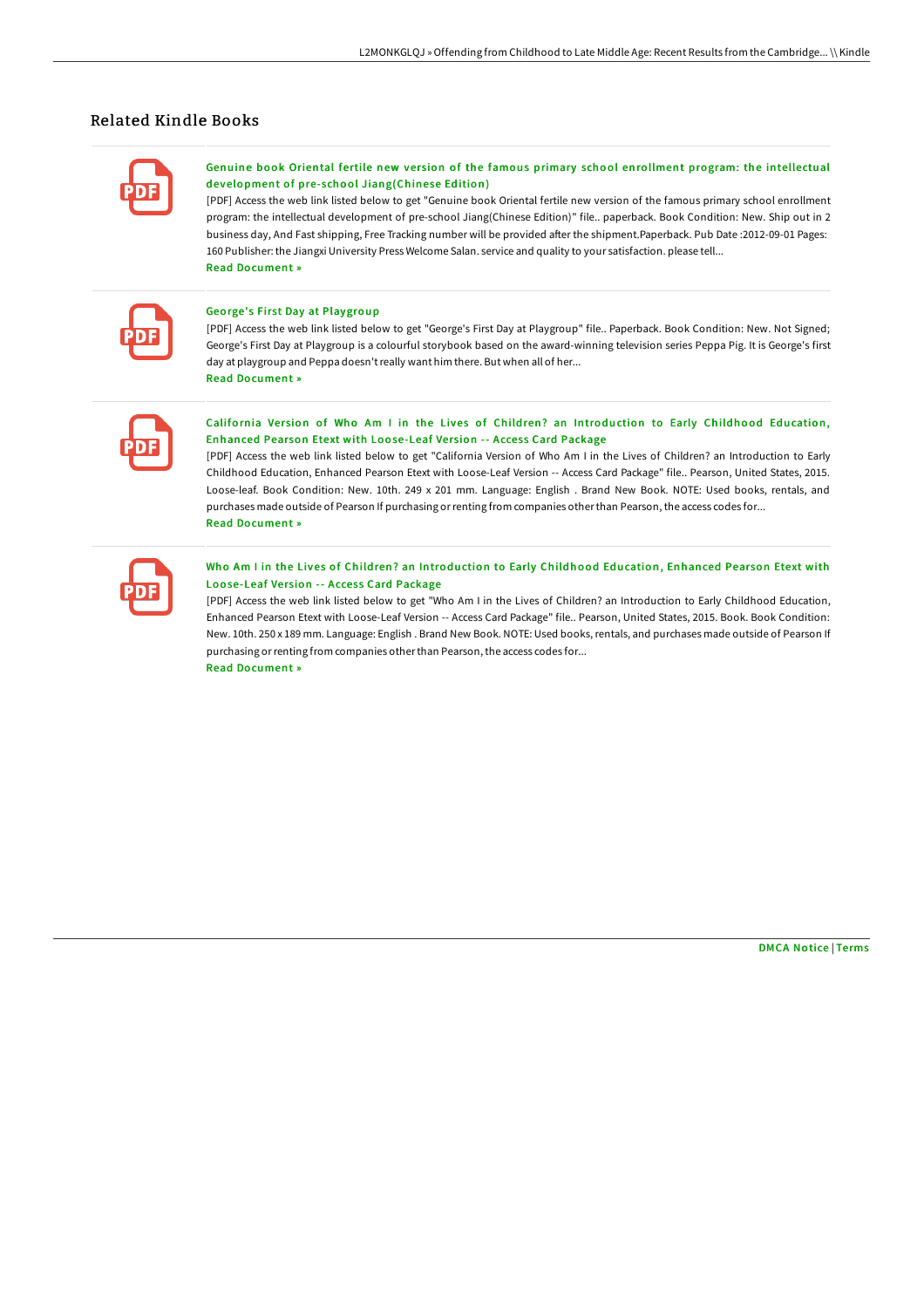## Related Kindle Books

### Genuine book Oriental fertile new version of the famous primary school enrollment program: the intellectual development of pre-school Jiang(Chinese Edition)

[PDF] Access the web link listed below to get "Genuine book Oriental fertile new version of the famous primary school enrollment program: the intellectual development of pre-school Jiang(Chinese Edition)" file.. paperback. Book Condition: New. Ship out in 2 business day, And Fast shipping, Free Tracking number will be provided after the shipment.Paperback. Pub Date :2012-09-01 Pages: 160 Publisher: the Jiangxi University Press Welcome Salan. service and quality to your satisfaction. please tell...

Read Document »

### George's First Day at Playgroup

[PDF] Access the web link listed below to get "George's First Day at Playgroup" file.. Paperback. Book Condition: New. Not Signed; George's First Day at Playgroup is a colourful storybook based on the award-winning television series Peppa Pig. It is George's first day at playgroup and Peppa doesn't really want him there. But when all of her...

Read Document »

### California Version of Who Am I in the Lives of Children? an Introduction to Early Childhood Education, Enhanced Pearson Etext with Loose-Leaf Version -- Access Card Package

[PDF] Access the web link listed below to get "California Version of Who Am I in the Lives of Children? an Introduction to Early Childhood Education, Enhanced Pearson Etext with Loose-Leaf Version -- Access Card Package" file.. Pearson, United States, 2015. Loose-leaf. Book Condition: New. 10th. 249 x 201 mm. Language: English . Brand New Book. NOTE: Used books, rentals, and purchases made outside of Pearson If purchasing or renting from companies other than Pearson, the access codes for...

Read Document »

### Who Am I in the Lives of Children? an Introduction to Early Childhood Education, Enhanced Pearson Etext with Loose-Leaf Version -- Access Card Package

[PDF] Access the web link listed below to get "Who Am I in the Lives of Children? an Introduction to Early Childhood Education, Enhanced Pearson Etext with Loose-Leaf Version -- Access Card Package" file.. Pearson, United States, 2015. Book. Book Condition: New. 10th. 250 x 189 mm. Language: English . Brand New Book. NOTE: Used books, rentals, and purchases made outside of Pearson If purchasing or renting from companies other than Pearson, the access codes for...

Read Document »

DMCA Notice | Terms